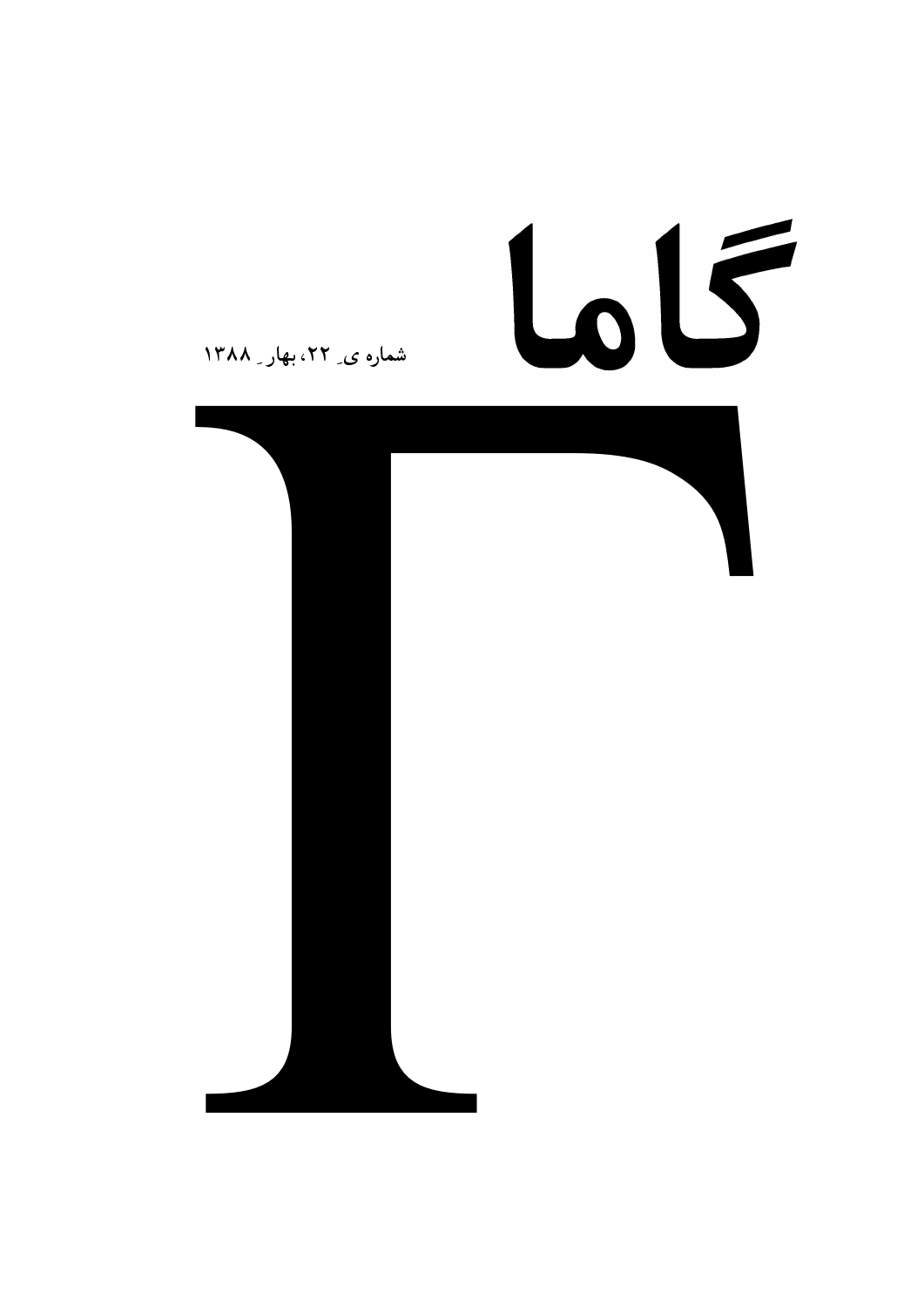# گاما

شماره یِ ۲۲، بهارِ ۱۳۸۸

# Γ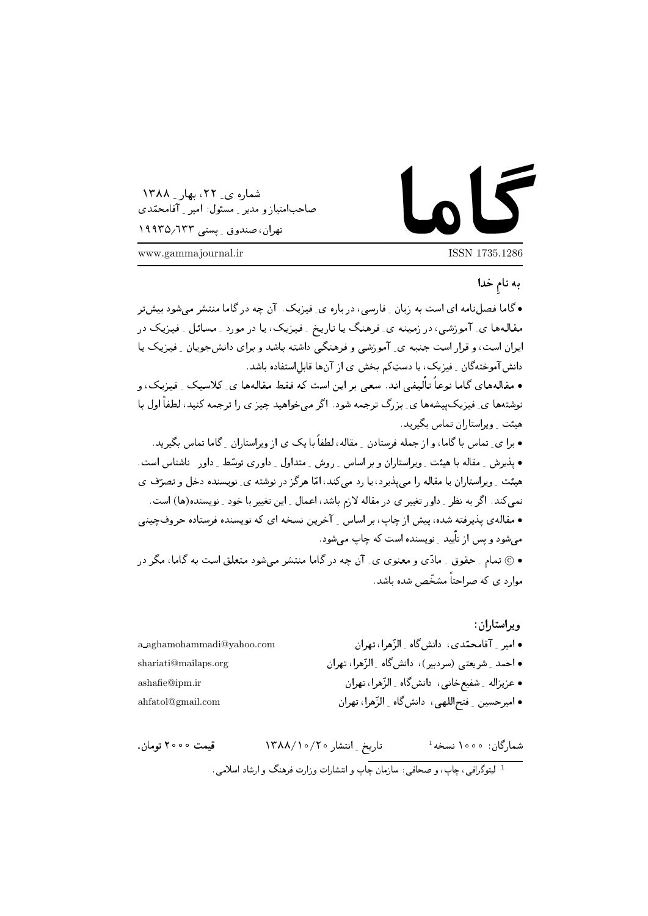# گاما

شماره ی ـ ۲۲، بهار ـ ۱۳۸۸
صاحب‌امتیاز و مدیر ـ مسئول: امیر ـ آقامحمّدی
تهران، صندوق ـ پستی ۱۹۹۳۵/۶۳۳

www.gammajournal.ir

ISSN 1735.1286

به نامِ خدا

• گاما فصل‌نامه ای است به زبان ـ فارسی، در باره ی ـ فیزیک. آن چه در گاما منتشر می‌شود بیش‌تر مقاله‌ها ی ـ آموزشی، در زمینه ی ـ فرهنگ یا تاریخ ـ فیزیک، یا در مورد ـ مسائل ـ فیزیک در ایران است، و قرار است جنبه ی ـ آموزشی و فرهنگی داشته باشد و برای دانش‌جویان ـ فیزیک یا دانش‌آموختگان ـ فیزیک، یا دستِ‌کم بخش ی از آن‌ها قابلِ‌استفاده باشد.

• مقاله‌های گاما نوعاً تألیفی اند. سعی بر این است که فقط مقاله‌ها ی ـ کلاسیک ـ فیزیک، و نوشته‌ها ی ـ فیزیک‌پیشه‌ها ی ـ بزرگ ترجمه شود. اگر می‌خواهید چیز ی را ترجمه کنید، لطفاً اول با هیئت ـ ویراستاران تماس بگیرید.

• برا ی ـ تماس با گاما، و از جمله فرستادن ـ مقاله، لطفاً با یک ی از ویراستاران ـ گاما تماس بگیرید.

• پذیرش ـ مقاله با هیئت ـ ویراستاران و بر اساس ـ روش ـ متداول ـ داوری توسّط ـ داور ـ ناشناس است. هیئت ـ ویراستاران یا مقاله را می‌پذیرد، یا رد می‌کند، امّا هرگز در نوشته ی ـ نویسنده دخل و تصرّف ی نمی‌کند. اگر به نظر ـ داور تغییر ی در مقاله لازم باشد، اعمال ـ این تغییر با خود ـ نویسنده(ها) است.

• مقاله‌ی پذیرفته شده، پیش از چاپ، بر اساس ـ آخرین نسخه ای که نویسنده فرستاده حروف‌چینی می‌شود و پس از تأیید ـ نویسنده است که چاپ می‌شود.

• © تمام ـ حقوق ـ مادّی و معنوی ی ـ آن چه در گاما منتشر می‌شود متعلق است به گاما، مگر در موارد ی که صراحتاً مشخّص شده باشد.

**ویراستاران:**

• امیر ـ آقامحمّدی، دانش‌گاه ـ الزّهرا، تهران — a_aghamohammadi@yahoo.com
• احمد ـ شریعتی (سردبیر)، دانش‌گاه ـ الزّهرا، تهران — shariati@mailaps.org
• عزیزاله ـ شفیع‌خانی، دانش‌گاه ـ الزّهرا، تهران — ashafie@ipm.ir
• امیرحسین ـ فتح‌اللهی، دانش‌گاه ـ الزّهرا، تهران — ahfatol@gmail.com

شمارگان: ۱۰۰۰ نسخه[1] &emsp; تاریخ ـ انتشار ۱۳۸۸/۱۰/۲۰ &emsp; **قیمت ۲۰۰۰ تومان.**

[1] لیتوگرافی، چاپ، و صحافی: سازمان چاپ و انتشارات وزارت فرهنگ و ارشاد اسلامی.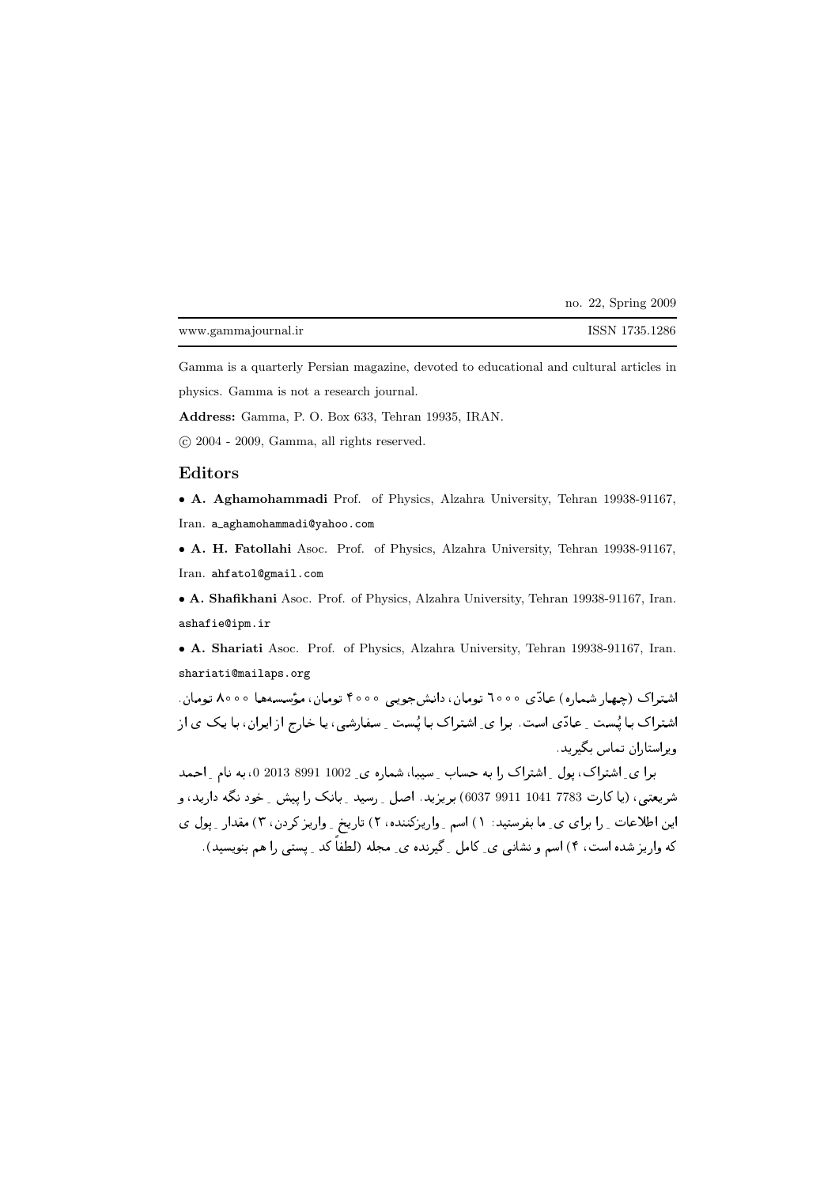no. 22, Spring 2009

www.gammajournal.ir ISSN 1735.1286

Gamma is a quarterly Persian magazine, devoted to educational and cultural articles in physics. Gamma is not a research journal.

**Address:** Gamma, P. O. Box 633, Tehran 19935, IRAN.

© 2004 - 2009, Gamma, all rights reserved.

## Editors

- **A. Aghamohammadi** Prof. of Physics, Alzahra University, Tehran 19938-91167, Iran. a_aghamohammadi@yahoo.com
- **A. H. Fatollahi** Asoc. Prof. of Physics, Alzahra University, Tehran 19938-91167, Iran. ahfatol@gmail.com
- **A. Shafikhani** Asoc. Prof. of Physics, Alzahra University, Tehran 19938-91167, Iran. ashafie@ipm.ir
- **A. Shariati** Asoc. Prof. of Physics, Alzahra University, Tehran 19938-91167, Iran. shariati@mailaps.org

**اشتراک (چهار شماره) عادّی ۶۰۰۰ تومان، دانش‌جویی ۴۰۰۰ تومان، مؤسسه‌ها ۸۰۰۰ تومان. اشتراک با پُست ِ عادّی است. برا یِ اشتراک با پُست ِ سفارشی، یا خارج از ایران، با یک ی از ویراستاران تماس بگیرید.**

برا یِ اشتراک، پول ِ اشتراک را به حساب ِ سیبا، شماره یِ 0 2013 8991 1002، به نام ِ احمد شریعتی، (یا کارت 7783 1041 9911 6037) بریزید. اصل ِ رسید ِ بانک را پیش ِ خود نگه دارید، و این اطلاعات ِ را برای یِ ما بفرستید: ۱) اسم ِ واریزکننده، ۲) تاریخ ِ واریز کردن، ۳) مقدار ِ پول ی که واریز شده است، ۴) اسم و نشانی یِ کامل ِ گیرنده یِ مجله (لطفاً کد ِ پستی را هم بنویسید).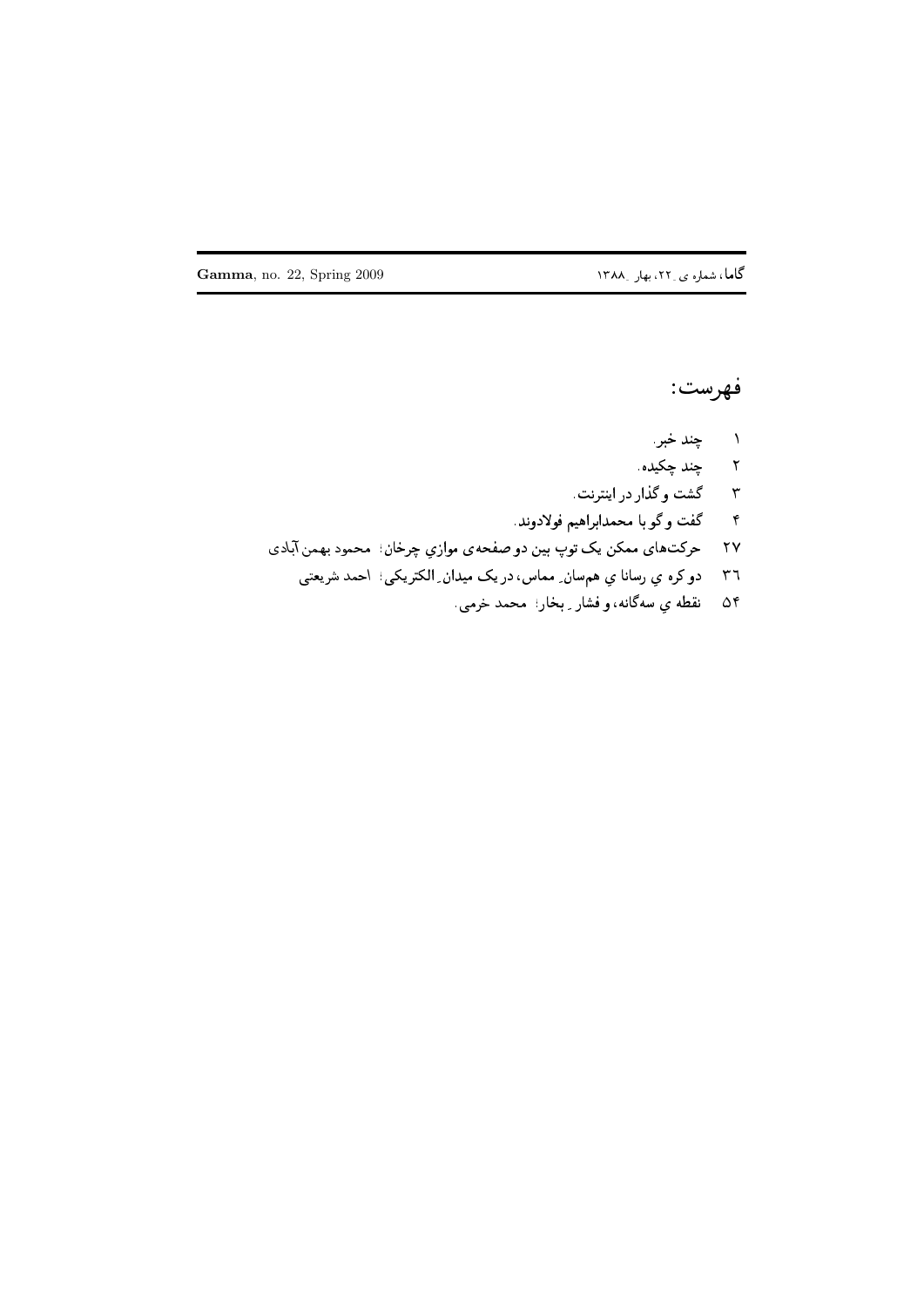# فهرست:

۱ چند خبر.

۲ چند چکیده.

۳ گشت و گذار در اینترنت.

۴ گفت و گو با محمدابراهیم فولادوند.

۲۷ حرکت‌های ممکن یک توپ بین دو صفحه‌ی موازیِ چرخان؛ محمود بهمن آبادی

۳٦ دو کره ی رسانا ی هم‌سانِ مماس، در یک میدانِ الکتریکی؛ احمد شریعتی

۵۴ نقطه ی سه‌گانه، و فشار ِ بخار؛ محمد خرمی.